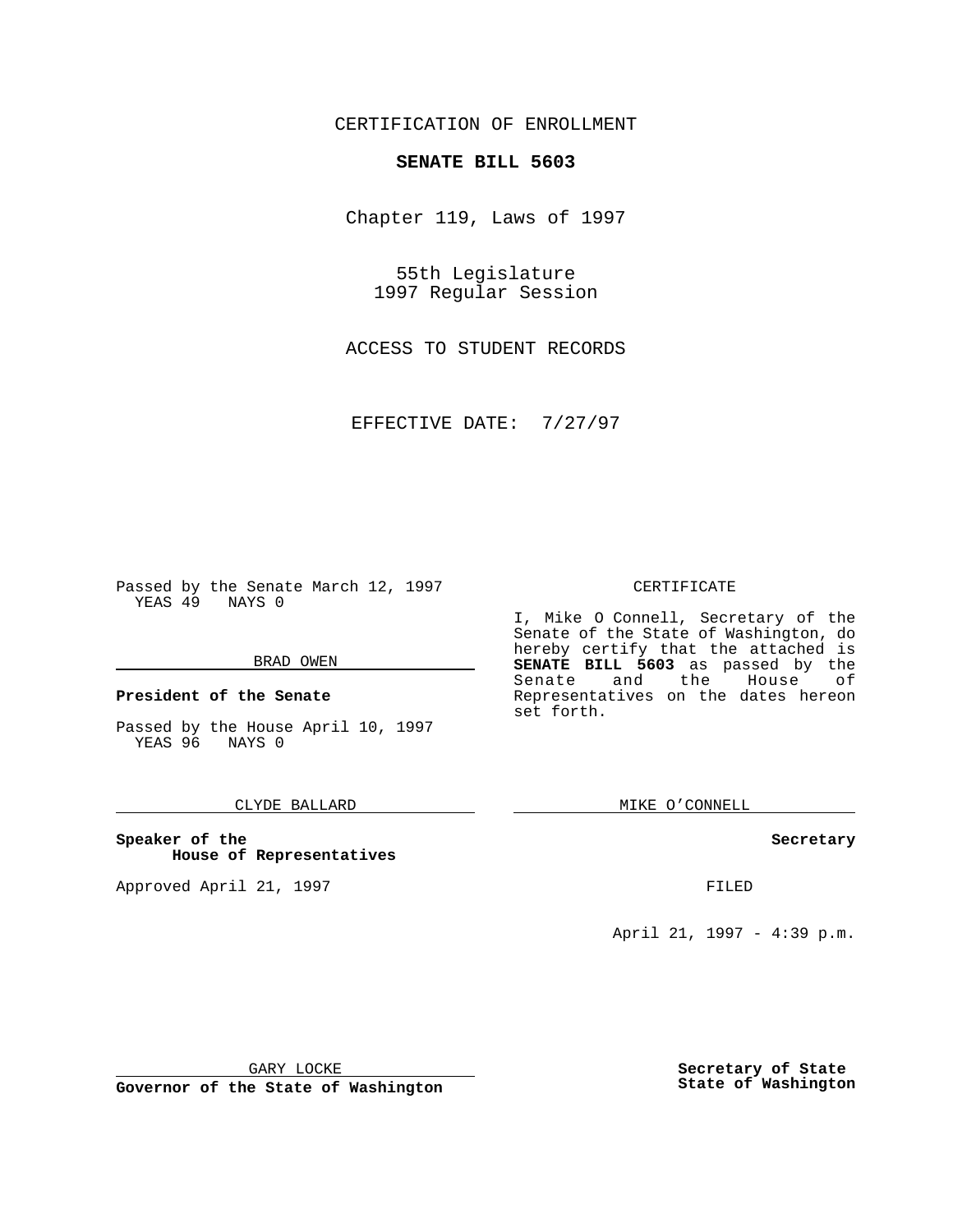CERTIFICATION OF ENROLLMENT

**SENATE BILL 5603**

Chapter 119, Laws of 1997

55th Legislature
1997 Regular Session

ACCESS TO STUDENT RECORDS

EFFECTIVE DATE: 7/27/97

Passed by the Senate March 12, 1997
YEAS 49 NAYS 0

BRAD OWEN

**President of the Senate**

Passed by the House April 10, 1997
YEAS 96 NAYS 0

CLYDE BALLARD

**Speaker of the House of Representatives**

Approved April 21, 1997

GARY LOCKE

**Governor of the State of Washington**

CERTIFICATE

I, Mike O Connell, Secretary of the Senate of the State of Washington, do hereby certify that the attached is **SENATE BILL 5603** as passed by the Senate and the House of Representatives on the dates hereon set forth.

MIKE O'CONNELL

**Secretary**

FILED

April 21, 1997 - 4:39 p.m.

**Secretary of State**
**State of Washington**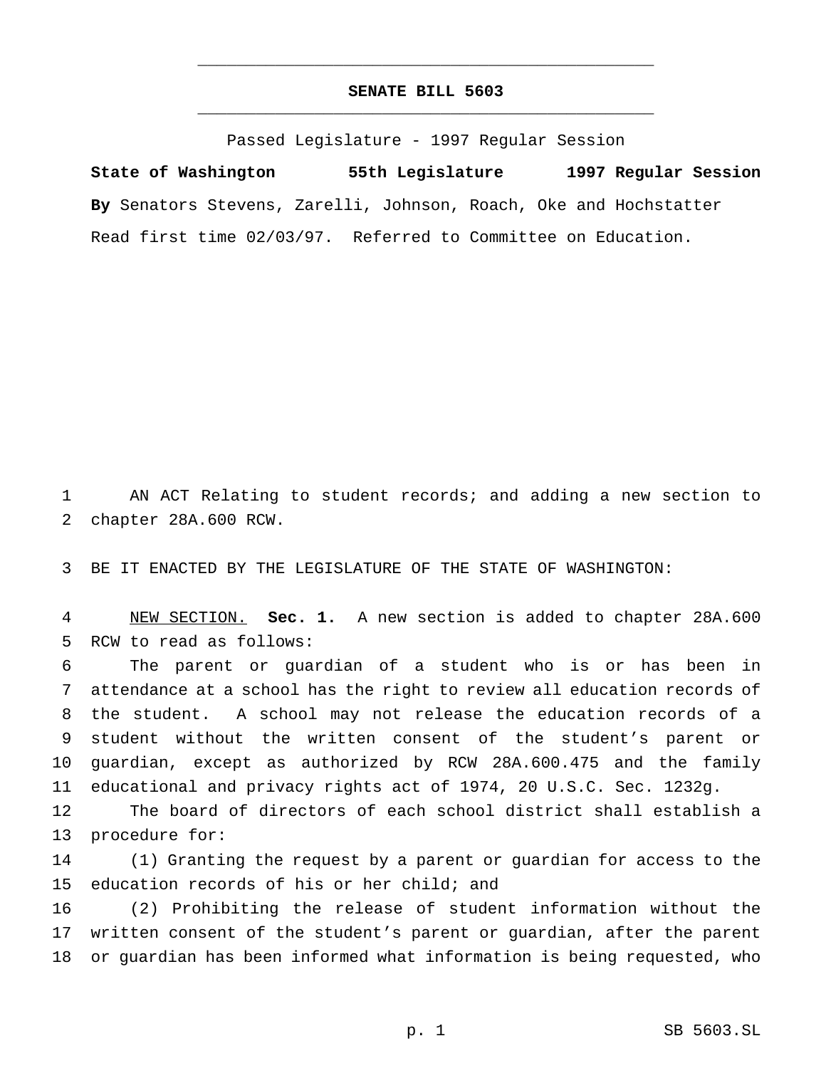# SENATE BILL 5603

Passed Legislature - 1997 Regular Session

**State of Washington 55th Legislature 1997 Regular Session**

**By** Senators Stevens, Zarelli, Johnson, Roach, Oke and Hochstatter

Read first time 02/03/97. Referred to Committee on Education.

AN ACT Relating to student records; and adding a new section to chapter 28A.600 RCW.

BE IT ENACTED BY THE LEGISLATURE OF THE STATE OF WASHINGTON:

NEW SECTION. **Sec. 1.** A new section is added to chapter 28A.600 RCW to read as follows:

The parent or guardian of a student who is or has been in attendance at a school has the right to review all education records of the student. A school may not release the education records of a student without the written consent of the student's parent or guardian, except as authorized by RCW 28A.600.475 and the family educational and privacy rights act of 1974, 20 U.S.C. Sec. 1232g.

The board of directors of each school district shall establish a procedure for:

(1) Granting the request by a parent or guardian for access to the education records of his or her child; and

(2) Prohibiting the release of student information without the written consent of the student's parent or guardian, after the parent or guardian has been informed what information is being requested, who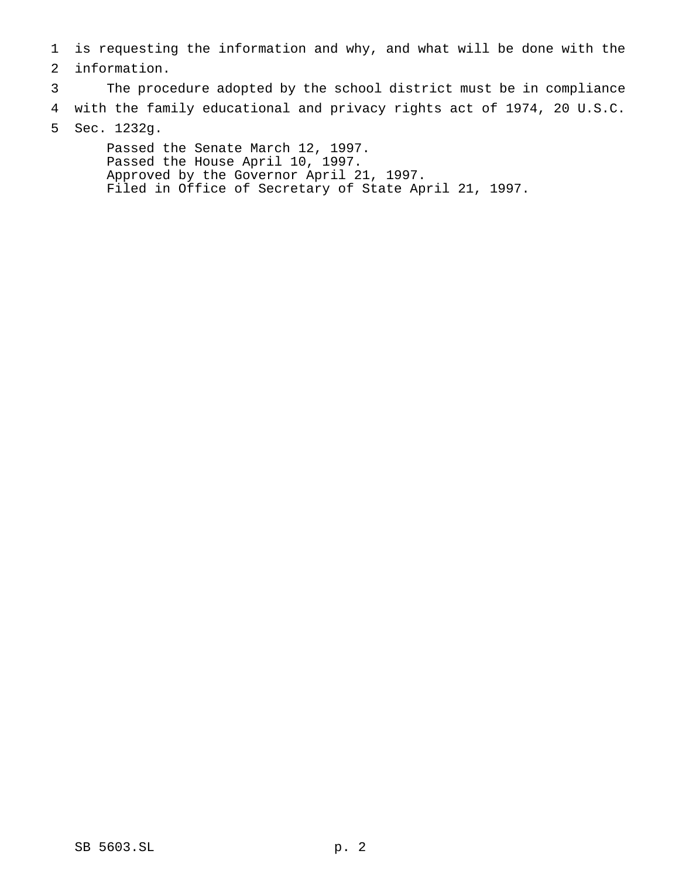is requesting the information and why, and what will be done with the information.

The procedure adopted by the school district must be in compliance with the family educational and privacy rights act of 1974, 20 U.S.C. Sec. 1232g.

Passed the Senate March 12, 1997.
Passed the House April 10, 1997.
Approved by the Governor April 21, 1997.
Filed in Office of Secretary of State April 21, 1997.